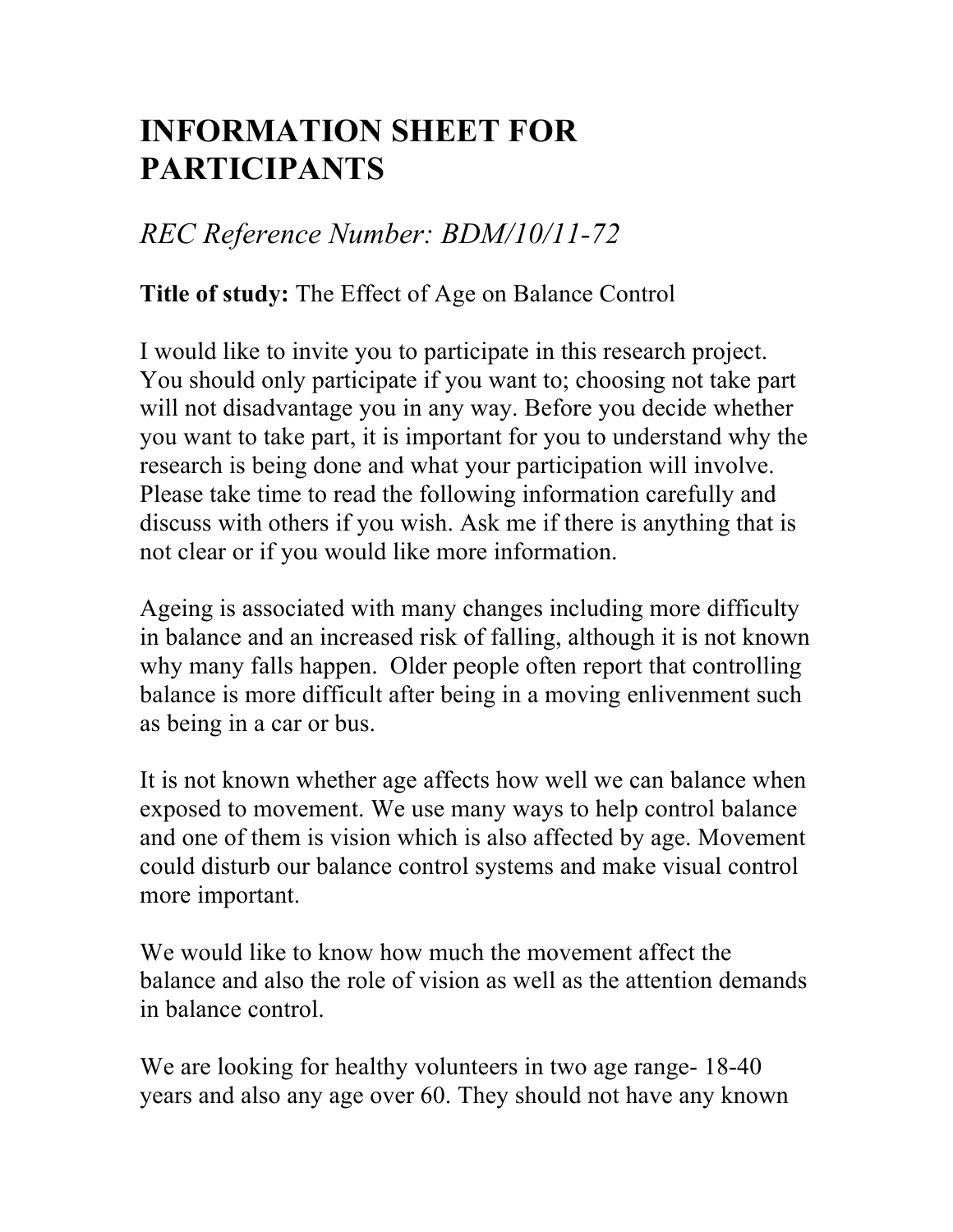# INFORMATION SHEET FOR PARTICIPANTS

*REC Reference Number: BDM/10/11-72*

**Title of study:** The Effect of Age on Balance Control

I would like to invite you to participate in this research project. You should only participate if you want to; choosing not take part will not disadvantage you in any way. Before you decide whether you want to take part, it is important for you to understand why the research is being done and what your participation will involve. Please take time to read the following information carefully and discuss with others if you wish. Ask me if there is anything that is not clear or if you would like more information.

Ageing is associated with many changes including more difficulty in balance and an increased risk of falling, although it is not known why many falls happen. Older people often report that controlling balance is more difficult after being in a moving enlivenment such as being in a car or bus.

It is not known whether age affects how well we can balance when exposed to movement. We use many ways to help control balance and one of them is vision which is also affected by age. Movement could disturb our balance control systems and make visual control more important.

We would like to know how much the movement affect the balance and also the role of vision as well as the attention demands in balance control.

We are looking for healthy volunteers in two age range- 18-40 years and also any age over 60. They should not have any known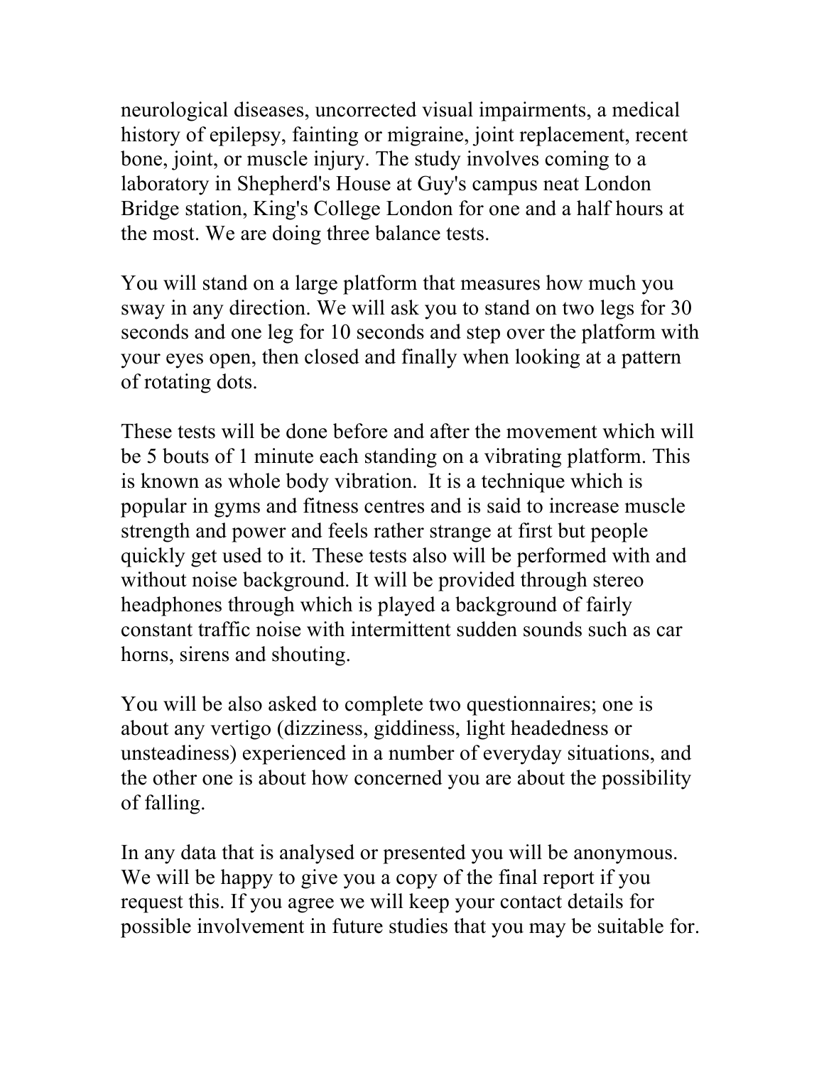neurological diseases, uncorrected visual impairments, a medical history of epilepsy, fainting or migraine, joint replacement, recent bone, joint, or muscle injury. The study involves coming to a laboratory in Shepherd's House at Guy's campus neat London Bridge station, King's College London for one and a half hours at the most. We are doing three balance tests.

You will stand on a large platform that measures how much you sway in any direction. We will ask you to stand on two legs for 30 seconds and one leg for 10 seconds and step over the platform with your eyes open, then closed and finally when looking at a pattern of rotating dots.

These tests will be done before and after the movement which will be 5 bouts of 1 minute each standing on a vibrating platform. This is known as whole body vibration. It is a technique which is popular in gyms and fitness centres and is said to increase muscle strength and power and feels rather strange at first but people quickly get used to it. These tests also will be performed with and without noise background. It will be provided through stereo headphones through which is played a background of fairly constant traffic noise with intermittent sudden sounds such as car horns, sirens and shouting.

You will be also asked to complete two questionnaires; one is about any vertigo (dizziness, giddiness, light headedness or unsteadiness) experienced in a number of everyday situations, and the other one is about how concerned you are about the possibility of falling.

In any data that is analysed or presented you will be anonymous. We will be happy to give you a copy of the final report if you request this. If you agree we will keep your contact details for possible involvement in future studies that you may be suitable for.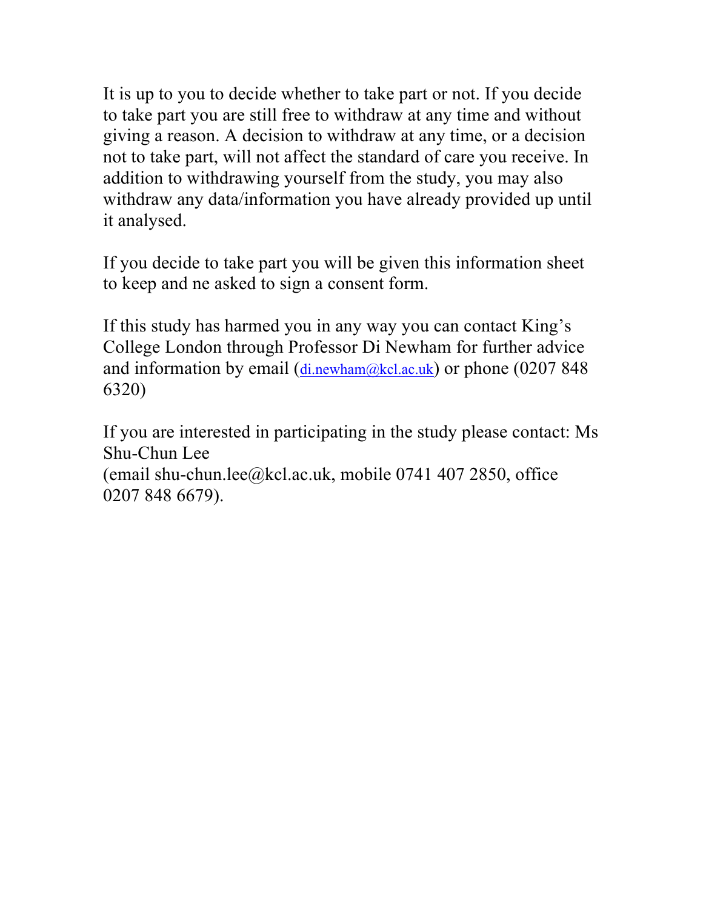It is up to you to decide whether to take part or not. If you decide to take part you are still free to withdraw at any time and without giving a reason. A decision to withdraw at any time, or a decision not to take part, will not affect the standard of care you receive. In addition to withdrawing yourself from the study, you may also withdraw any data/information you have already provided up until it analysed.

If you decide to take part you will be given this information sheet to keep and ne asked to sign a consent form.

If this study has harmed you in any way you can contact King's College London through Professor Di Newham for further advice and information by email (di.newham@kcl.ac.uk) or phone (0207 848 6320)

If you are interested in participating in the study please contact: Ms Shu-Chun Lee
(email shu-chun.lee@kcl.ac.uk, mobile 0741 407 2850, office 0207 848 6679).